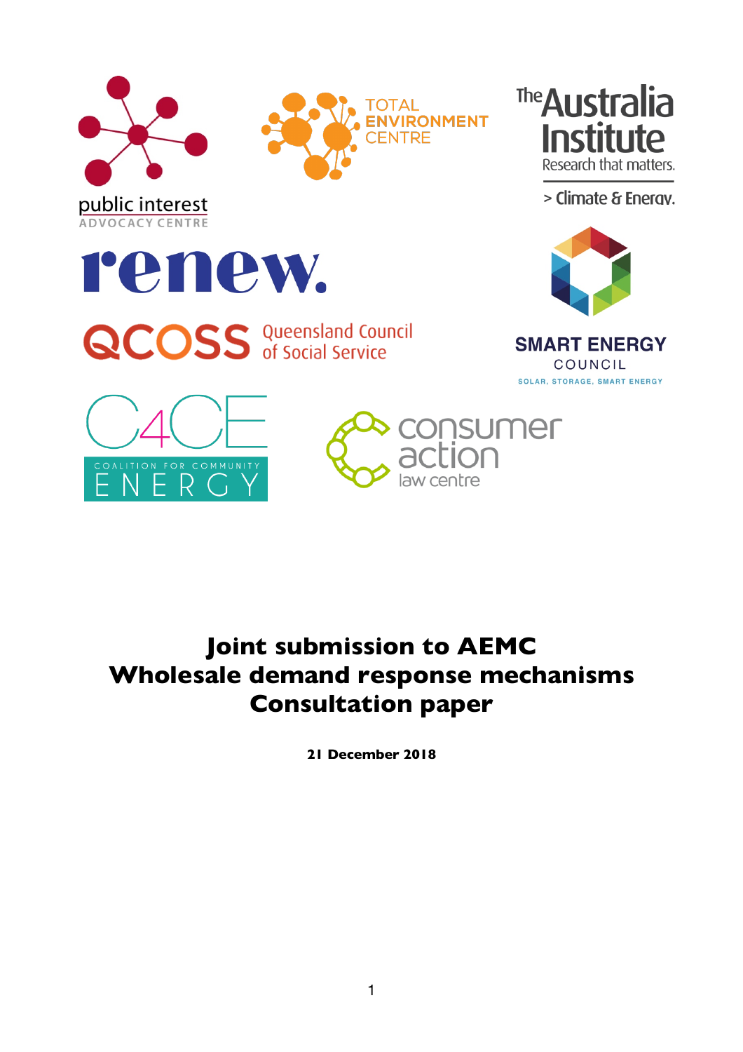public interest
ADVOCACY CENTRE

TOTAL ENVIRONMENT CENTRE

The Australia Institute
Research that matters.
> Climate & Energy.

renew.

QCOSS Queensland Council of Social Service

SMART ENERGY COUNCIL
SOLAR, STORAGE, SMART ENERGY

C4CE
COALITION FOR COMMUNITY ENERGY

consumer action law centre

# Joint submission to AEMC Wholesale demand response mechanisms Consultation paper

**21 December 2018**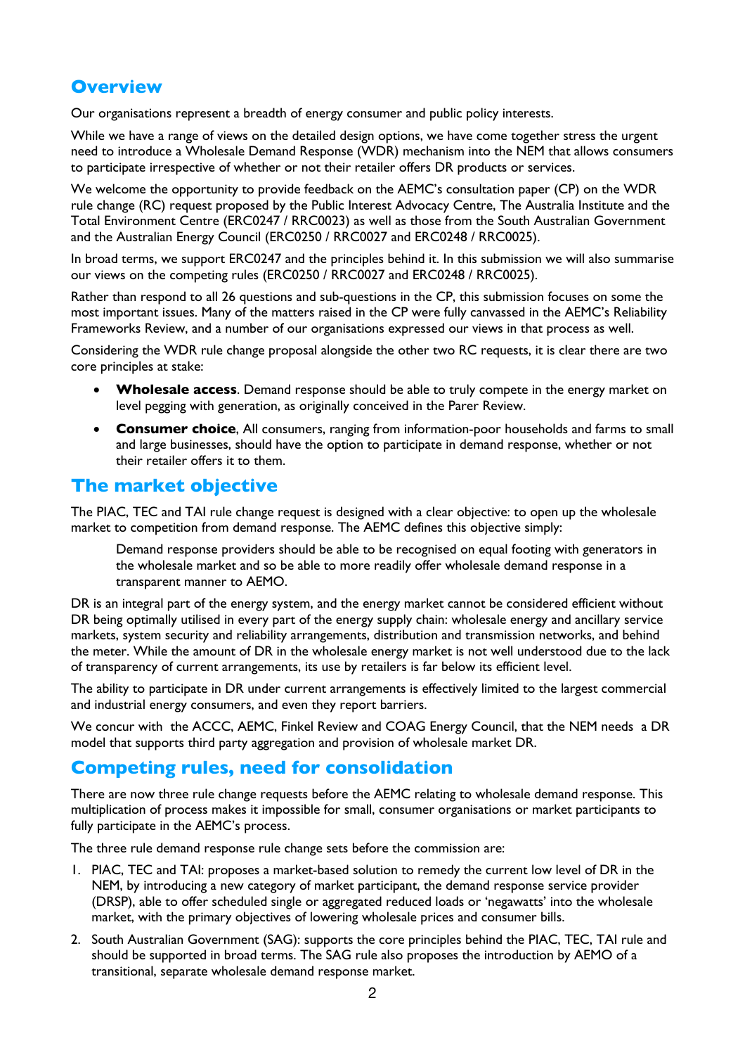## Overview

Our organisations represent a breadth of energy consumer and public policy interests.

While we have a range of views on the detailed design options, we have come together stress the urgent need to introduce a Wholesale Demand Response (WDR) mechanism into the NEM that allows consumers to participate irrespective of whether or not their retailer offers DR products or services.

We welcome the opportunity to provide feedback on the AEMC's consultation paper (CP) on the WDR rule change (RC) request proposed by the Public Interest Advocacy Centre, The Australia Institute and the Total Environment Centre (ERC0247 / RRC0023) as well as those from the South Australian Government and the Australian Energy Council (ERC0250 / RRC0027 and ERC0248 / RRC0025).

In broad terms, we support ERC0247 and the principles behind it. In this submission we will also summarise our views on the competing rules (ERC0250 / RRC0027 and ERC0248 / RRC0025).

Rather than respond to all 26 questions and sub-questions in the CP, this submission focuses on some the most important issues. Many of the matters raised in the CP were fully canvassed in the AEMC's Reliability Frameworks Review, and a number of our organisations expressed our views in that process as well.

Considering the WDR rule change proposal alongside the other two RC requests, it is clear there are two core principles at stake:

- **Wholesale access**. Demand response should be able to truly compete in the energy market on level pegging with generation, as originally conceived in the Parer Review.
- **Consumer choice**, All consumers, ranging from information-poor households and farms to small and large businesses, should have the option to participate in demand response, whether or not their retailer offers it to them.

## The market objective

The PIAC, TEC and TAI rule change request is designed with a clear objective: to open up the wholesale market to competition from demand response. The AEMC defines this objective simply:

> Demand response providers should be able to be recognised on equal footing with generators in the wholesale market and so be able to more readily offer wholesale demand response in a transparent manner to AEMO.

DR is an integral part of the energy system, and the energy market cannot be considered efficient without DR being optimally utilised in every part of the energy supply chain: wholesale energy and ancillary service markets, system security and reliability arrangements, distribution and transmission networks, and behind the meter. While the amount of DR in the wholesale energy market is not well understood due to the lack of transparency of current arrangements, its use by retailers is far below its efficient level.

The ability to participate in DR under current arrangements is effectively limited to the largest commercial and industrial energy consumers, and even they report barriers.

We concur with the ACCC, AEMC, Finkel Review and COAG Energy Council, that the NEM needs a DR model that supports third party aggregation and provision of wholesale market DR.

## Competing rules, need for consolidation

There are now three rule change requests before the AEMC relating to wholesale demand response. This multiplication of process makes it impossible for small, consumer organisations or market participants to fully participate in the AEMC's process.

The three rule demand response rule change sets before the commission are:

1. PIAC, TEC and TAI: proposes a market-based solution to remedy the current low level of DR in the NEM, by introducing a new category of market participant, the demand response service provider (DRSP), able to offer scheduled single or aggregated reduced loads or 'negawatts' into the wholesale market, with the primary objectives of lowering wholesale prices and consumer bills.
2. South Australian Government (SAG): supports the core principles behind the PIAC, TEC, TAI rule and should be supported in broad terms. The SAG rule also proposes the introduction by AEMO of a transitional, separate wholesale demand response market.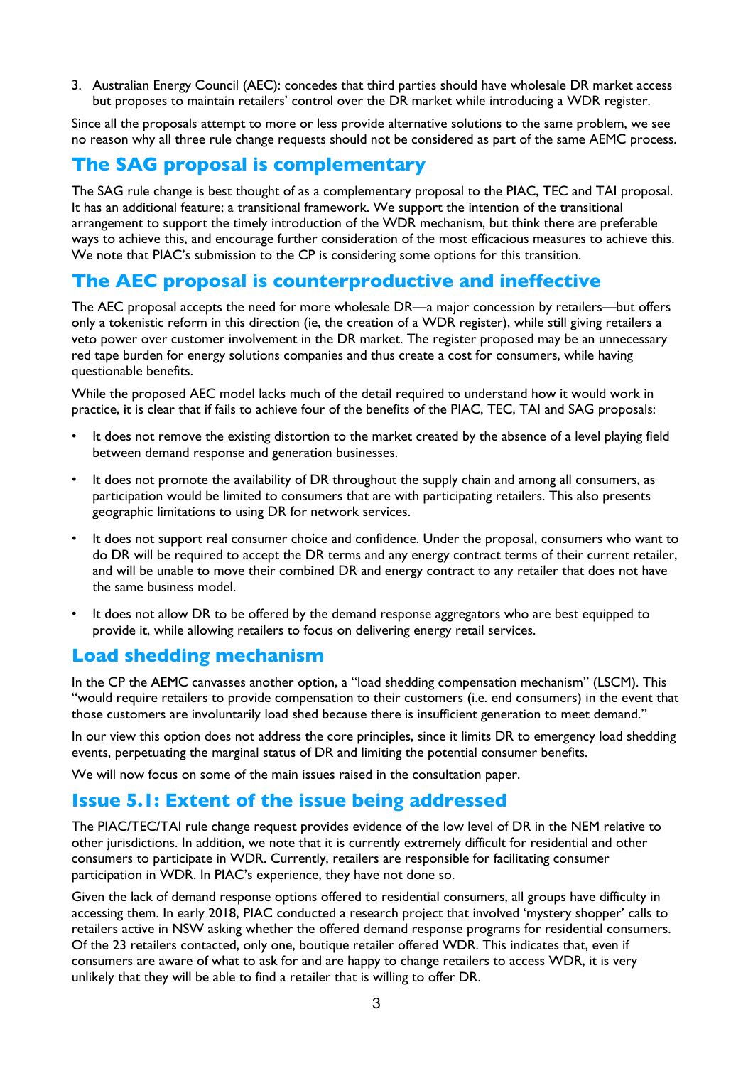3. Australian Energy Council (AEC): concedes that third parties should have wholesale DR market access but proposes to maintain retailers' control over the DR market while introducing a WDR register.

Since all the proposals attempt to more or less provide alternative solutions to the same problem, we see no reason why all three rule change requests should not be considered as part of the same AEMC process.

## The SAG proposal is complementary

The SAG rule change is best thought of as a complementary proposal to the PIAC, TEC and TAI proposal. It has an additional feature; a transitional framework. We support the intention of the transitional arrangement to support the timely introduction of the WDR mechanism, but think there are preferable ways to achieve this, and encourage further consideration of the most efficacious measures to achieve this. We note that PIAC's submission to the CP is considering some options for this transition.

## The AEC proposal is counterproductive and ineffective

The AEC proposal accepts the need for more wholesale DR—a major concession by retailers—but offers only a tokenistic reform in this direction (ie, the creation of a WDR register), while still giving retailers a veto power over customer involvement in the DR market. The register proposed may be an unnecessary red tape burden for energy solutions companies and thus create a cost for consumers, while having questionable benefits.

While the proposed AEC model lacks much of the detail required to understand how it would work in practice, it is clear that if fails to achieve four of the benefits of the PIAC, TEC, TAI and SAG proposals:

- It does not remove the existing distortion to the market created by the absence of a level playing field between demand response and generation businesses.
- It does not promote the availability of DR throughout the supply chain and among all consumers, as participation would be limited to consumers that are with participating retailers. This also presents geographic limitations to using DR for network services.
- It does not support real consumer choice and confidence. Under the proposal, consumers who want to do DR will be required to accept the DR terms and any energy contract terms of their current retailer, and will be unable to move their combined DR and energy contract to any retailer that does not have the same business model.
- It does not allow DR to be offered by the demand response aggregators who are best equipped to provide it, while allowing retailers to focus on delivering energy retail services.

## Load shedding mechanism

In the CP the AEMC canvasses another option, a "load shedding compensation mechanism" (LSCM). This "would require retailers to provide compensation to their customers (i.e. end consumers) in the event that those customers are involuntarily load shed because there is insufficient generation to meet demand."

In our view this option does not address the core principles, since it limits DR to emergency load shedding events, perpetuating the marginal status of DR and limiting the potential consumer benefits.

We will now focus on some of the main issues raised in the consultation paper.

## Issue 5.1: Extent of the issue being addressed

The PIAC/TEC/TAI rule change request provides evidence of the low level of DR in the NEM relative to other jurisdictions. In addition, we note that it is currently extremely difficult for residential and other consumers to participate in WDR. Currently, retailers are responsible for facilitating consumer participation in WDR. In PIAC's experience, they have not done so.

Given the lack of demand response options offered to residential consumers, all groups have difficulty in accessing them. In early 2018, PIAC conducted a research project that involved 'mystery shopper' calls to retailers active in NSW asking whether the offered demand response programs for residential consumers. Of the 23 retailers contacted, only one, boutique retailer offered WDR. This indicates that, even if consumers are aware of what to ask for and are happy to change retailers to access WDR, it is very unlikely that they will be able to find a retailer that is willing to offer DR.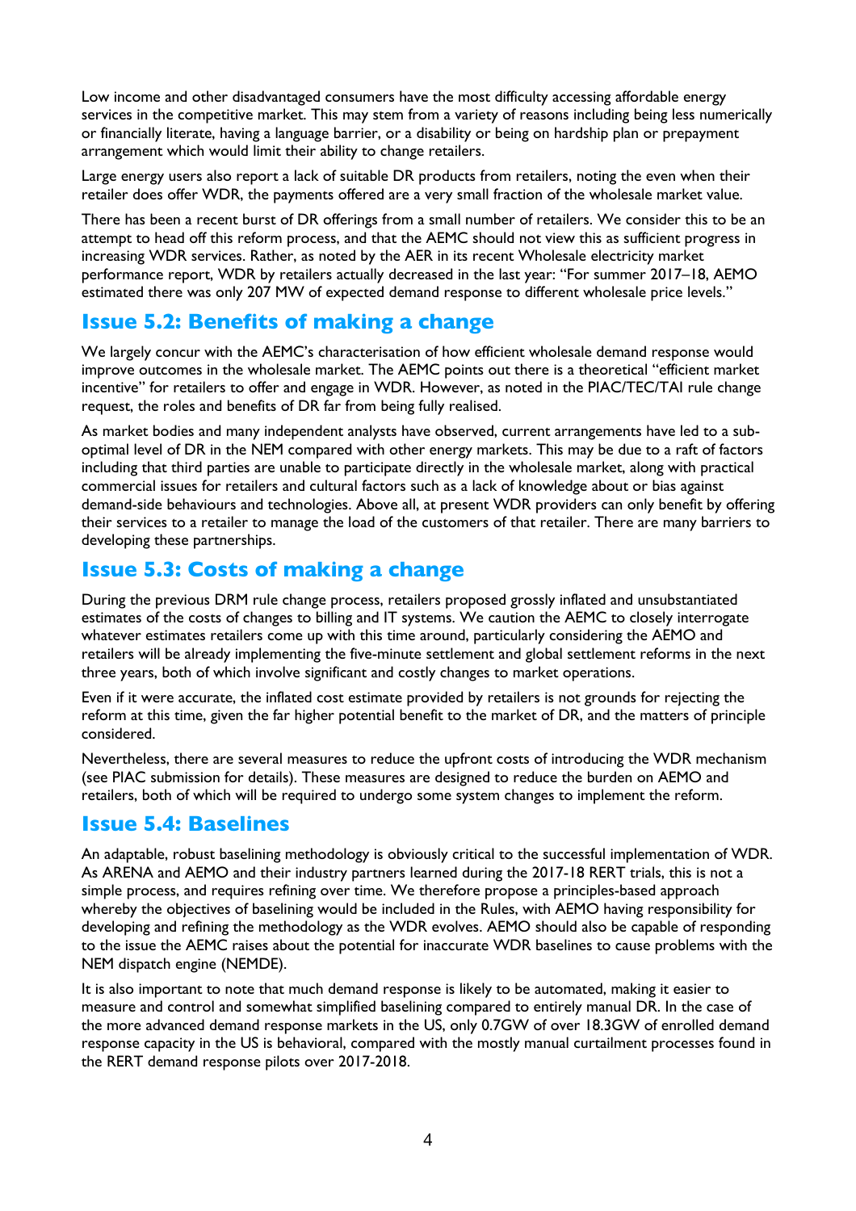Low income and other disadvantaged consumers have the most difficulty accessing affordable energy services in the competitive market. This may stem from a variety of reasons including being less numerically or financially literate, having a language barrier, or a disability or being on hardship plan or prepayment arrangement which would limit their ability to change retailers.

Large energy users also report a lack of suitable DR products from retailers, noting the even when their retailer does offer WDR, the payments offered are a very small fraction of the wholesale market value.

There has been a recent burst of DR offerings from a small number of retailers. We consider this to be an attempt to head off this reform process, and that the AEMC should not view this as sufficient progress in increasing WDR services. Rather, as noted by the AER in its recent Wholesale electricity market performance report, WDR by retailers actually decreased in the last year: "For summer 2017–18, AEMO estimated there was only 207 MW of expected demand response to different wholesale price levels."

## Issue 5.2: Benefits of making a change

We largely concur with the AEMC's characterisation of how efficient wholesale demand response would improve outcomes in the wholesale market. The AEMC points out there is a theoretical "efficient market incentive" for retailers to offer and engage in WDR. However, as noted in the PIAC/TEC/TAI rule change request, the roles and benefits of DR far from being fully realised.

As market bodies and many independent analysts have observed, current arrangements have led to a sub-optimal level of DR in the NEM compared with other energy markets. This may be due to a raft of factors including that third parties are unable to participate directly in the wholesale market, along with practical commercial issues for retailers and cultural factors such as a lack of knowledge about or bias against demand-side behaviours and technologies. Above all, at present WDR providers can only benefit by offering their services to a retailer to manage the load of the customers of that retailer. There are many barriers to developing these partnerships.

## Issue 5.3: Costs of making a change

During the previous DRM rule change process, retailers proposed grossly inflated and unsubstantiated estimates of the costs of changes to billing and IT systems. We caution the AEMC to closely interrogate whatever estimates retailers come up with this time around, particularly considering the AEMO and retailers will be already implementing the five-minute settlement and global settlement reforms in the next three years, both of which involve significant and costly changes to market operations.

Even if it were accurate, the inflated cost estimate provided by retailers is not grounds for rejecting the reform at this time, given the far higher potential benefit to the market of DR, and the matters of principle considered.

Nevertheless, there are several measures to reduce the upfront costs of introducing the WDR mechanism (see PIAC submission for details). These measures are designed to reduce the burden on AEMO and retailers, both of which will be required to undergo some system changes to implement the reform.

## Issue 5.4: Baselines

An adaptable, robust baselining methodology is obviously critical to the successful implementation of WDR. As ARENA and AEMO and their industry partners learned during the 2017-18 RERT trials, this is not a simple process, and requires refining over time. We therefore propose a principles-based approach whereby the objectives of baselining would be included in the Rules, with AEMO having responsibility for developing and refining the methodology as the WDR evolves. AEMO should also be capable of responding to the issue the AEMC raises about the potential for inaccurate WDR baselines to cause problems with the NEM dispatch engine (NEMDE).

It is also important to note that much demand response is likely to be automated, making it easier to measure and control and somewhat simplified baselining compared to entirely manual DR. In the case of the more advanced demand response markets in the US, only 0.7GW of over 18.3GW of enrolled demand response capacity in the US is behavioral, compared with the mostly manual curtailment processes found in the RERT demand response pilots over 2017-2018.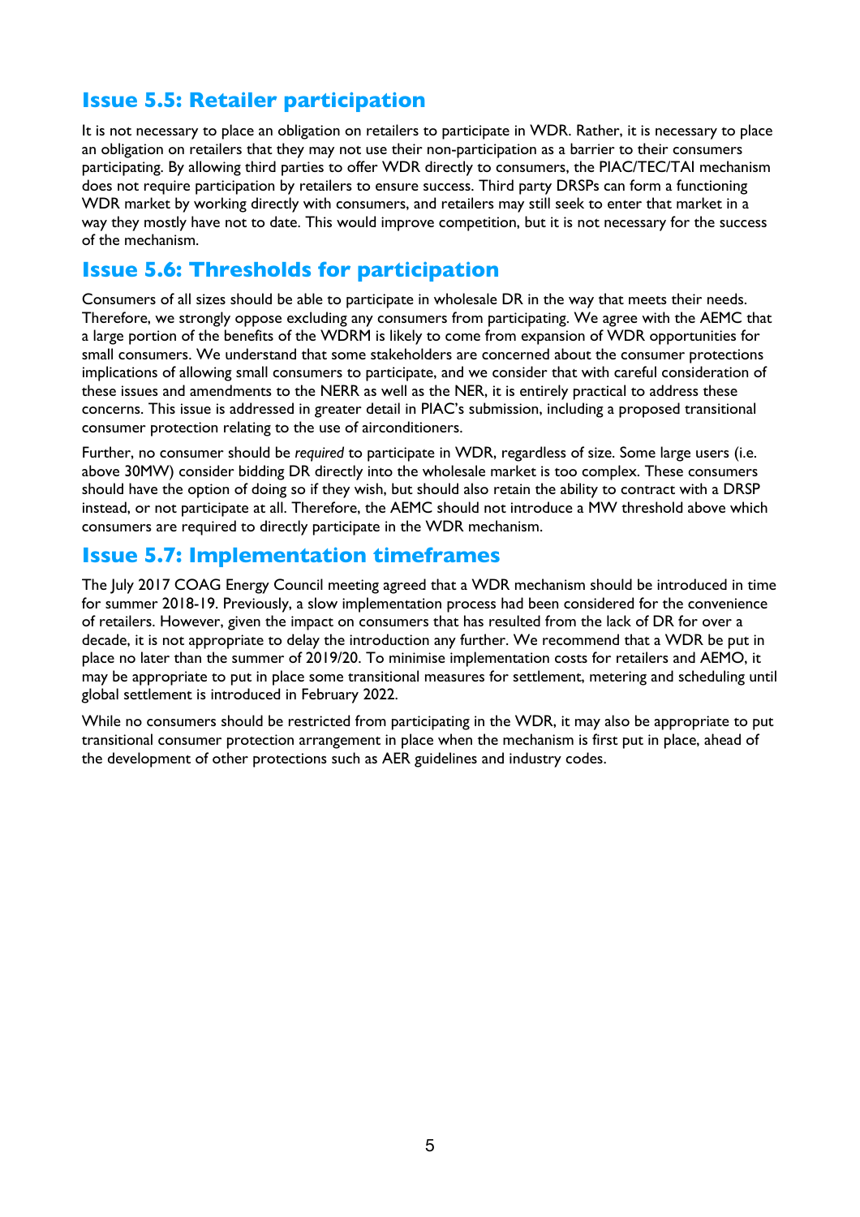## Issue 5.5: Retailer participation

It is not necessary to place an obligation on retailers to participate in WDR. Rather, it is necessary to place an obligation on retailers that they may not use their non-participation as a barrier to their consumers participating. By allowing third parties to offer WDR directly to consumers, the PIAC/TEC/TAI mechanism does not require participation by retailers to ensure success. Third party DRSPs can form a functioning WDR market by working directly with consumers, and retailers may still seek to enter that market in a way they mostly have not to date. This would improve competition, but it is not necessary for the success of the mechanism.

## Issue 5.6: Thresholds for participation

Consumers of all sizes should be able to participate in wholesale DR in the way that meets their needs. Therefore, we strongly oppose excluding any consumers from participating. We agree with the AEMC that a large portion of the benefits of the WDRM is likely to come from expansion of WDR opportunities for small consumers. We understand that some stakeholders are concerned about the consumer protections implications of allowing small consumers to participate, and we consider that with careful consideration of these issues and amendments to the NERR as well as the NER, it is entirely practical to address these concerns. This issue is addressed in greater detail in PIAC's submission, including a proposed transitional consumer protection relating to the use of airconditioners.

Further, no consumer should be *required* to participate in WDR, regardless of size. Some large users (i.e. above 30MW) consider bidding DR directly into the wholesale market is too complex. These consumers should have the option of doing so if they wish, but should also retain the ability to contract with a DRSP instead, or not participate at all. Therefore, the AEMC should not introduce a MW threshold above which consumers are required to directly participate in the WDR mechanism.

## Issue 5.7: Implementation timeframes

The July 2017 COAG Energy Council meeting agreed that a WDR mechanism should be introduced in time for summer 2018-19. Previously, a slow implementation process had been considered for the convenience of retailers. However, given the impact on consumers that has resulted from the lack of DR for over a decade, it is not appropriate to delay the introduction any further. We recommend that a WDR be put in place no later than the summer of 2019/20. To minimise implementation costs for retailers and AEMO, it may be appropriate to put in place some transitional measures for settlement, metering and scheduling until global settlement is introduced in February 2022.

While no consumers should be restricted from participating in the WDR, it may also be appropriate to put transitional consumer protection arrangement in place when the mechanism is first put in place, ahead of the development of other protections such as AER guidelines and industry codes.